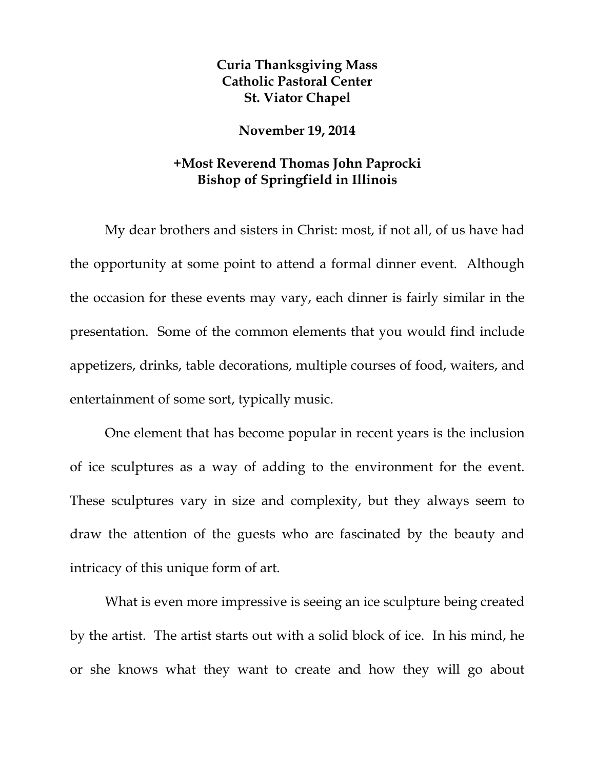**Curia Thanksgiving Mass**
**Catholic Pastoral Center**
**St. Viator Chapel**

**November 19, 2014**

**+Most Reverend Thomas John Paprocki**
**Bishop of Springfield in Illinois**

My dear brothers and sisters in Christ: most, if not all, of us have had the opportunity at some point to attend a formal dinner event. Although the occasion for these events may vary, each dinner is fairly similar in the presentation. Some of the common elements that you would find include appetizers, drinks, table decorations, multiple courses of food, waiters, and entertainment of some sort, typically music.

One element that has become popular in recent years is the inclusion of ice sculptures as a way of adding to the environment for the event. These sculptures vary in size and complexity, but they always seem to draw the attention of the guests who are fascinated by the beauty and intricacy of this unique form of art.

What is even more impressive is seeing an ice sculpture being created by the artist. The artist starts out with a solid block of ice. In his mind, he or she knows what they want to create and how they will go about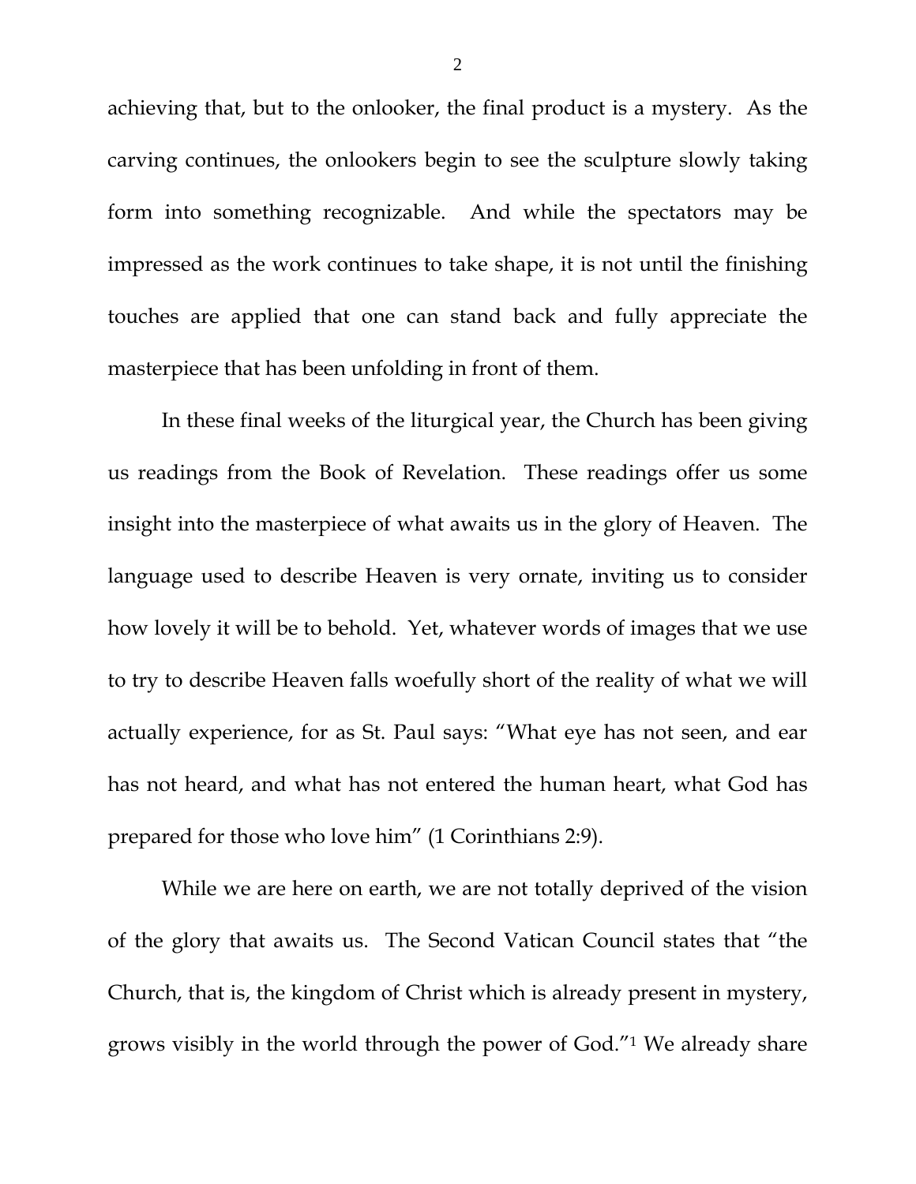achieving that, but to the onlooker, the final product is a mystery. As the carving continues, the onlookers begin to see the sculpture slowly taking form into something recognizable. And while the spectators may be impressed as the work continues to take shape, it is not until the finishing touches are applied that one can stand back and fully appreciate the masterpiece that has been unfolding in front of them.

In these final weeks of the liturgical year, the Church has been giving us readings from the Book of Revelation. These readings offer us some insight into the masterpiece of what awaits us in the glory of Heaven. The language used to describe Heaven is very ornate, inviting us to consider how lovely it will be to behold. Yet, whatever words of images that we use to try to describe Heaven falls woefully short of the reality of what we will actually experience, for as St. Paul says: "What eye has not seen, and ear has not heard, and what has not entered the human heart, what God has prepared for those who love him" (1 Corinthians 2:9).

While we are here on earth, we are not totally deprived of the vision of the glory that awaits us. The Second Vatican Council states that "the Church, that is, the kingdom of Christ which is already present in mystery, grows visibly in the world through the power of God."[1] We already share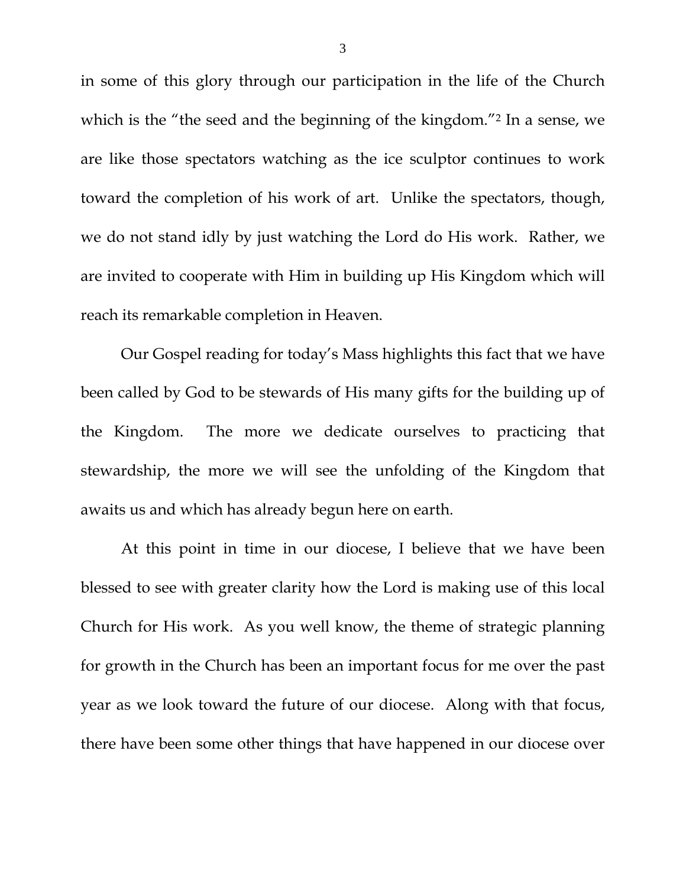in some of this glory through our participation in the life of the Church which is the "the seed and the beginning of the kingdom."[2] In a sense, we are like those spectators watching as the ice sculptor continues to work toward the completion of his work of art. Unlike the spectators, though, we do not stand idly by just watching the Lord do His work. Rather, we are invited to cooperate with Him in building up His Kingdom which will reach its remarkable completion in Heaven.

Our Gospel reading for today's Mass highlights this fact that we have been called by God to be stewards of His many gifts for the building up of the Kingdom. The more we dedicate ourselves to practicing that stewardship, the more we will see the unfolding of the Kingdom that awaits us and which has already begun here on earth.

At this point in time in our diocese, I believe that we have been blessed to see with greater clarity how the Lord is making use of this local Church for His work. As you well know, the theme of strategic planning for growth in the Church has been an important focus for me over the past year as we look toward the future of our diocese. Along with that focus, there have been some other things that have happened in our diocese over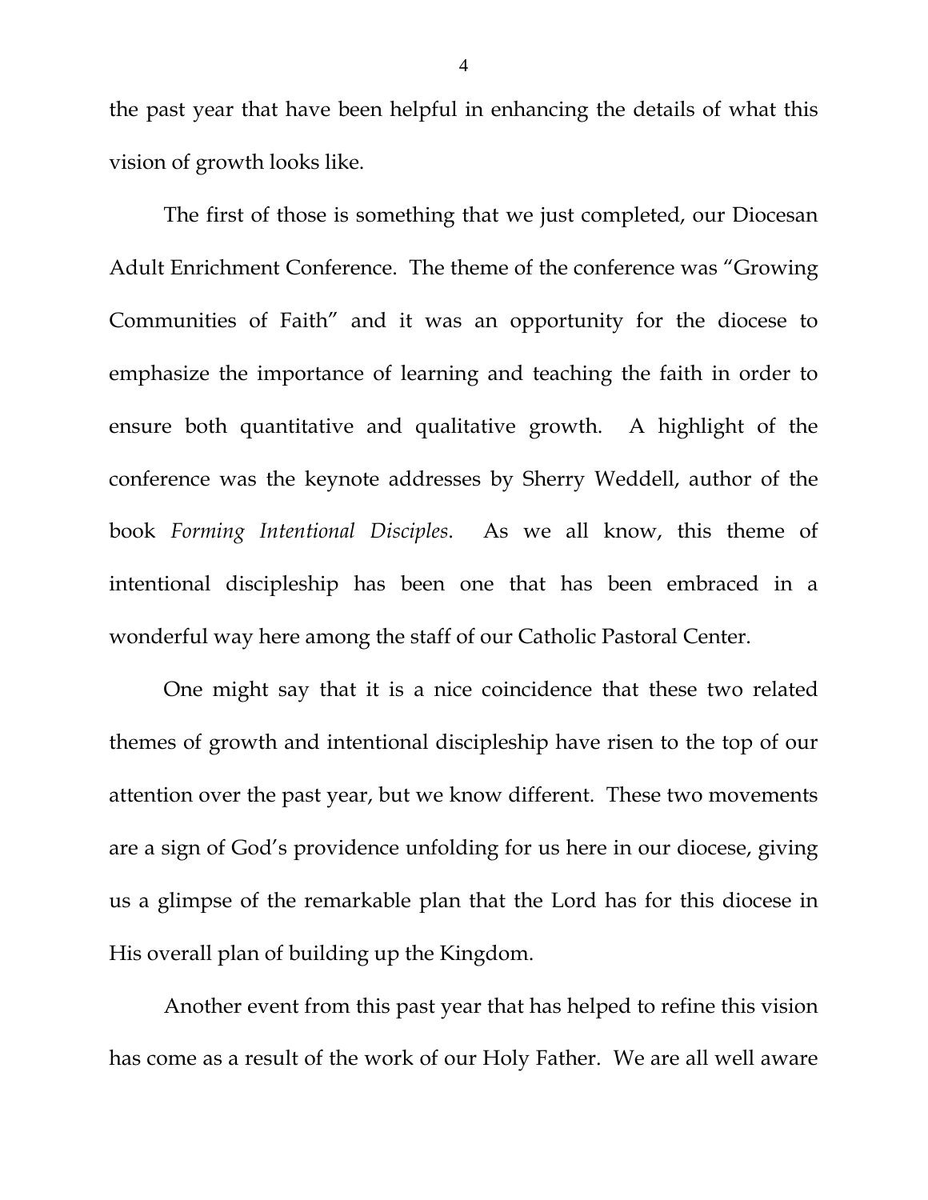the past year that have been helpful in enhancing the details of what this vision of growth looks like.

The first of those is something that we just completed, our Diocesan Adult Enrichment Conference. The theme of the conference was "Growing Communities of Faith" and it was an opportunity for the diocese to emphasize the importance of learning and teaching the faith in order to ensure both quantitative and qualitative growth. A highlight of the conference was the keynote addresses by Sherry Weddell, author of the book *Forming Intentional Disciples*. As we all know, this theme of intentional discipleship has been one that has been embraced in a wonderful way here among the staff of our Catholic Pastoral Center.

One might say that it is a nice coincidence that these two related themes of growth and intentional discipleship have risen to the top of our attention over the past year, but we know different. These two movements are a sign of God's providence unfolding for us here in our diocese, giving us a glimpse of the remarkable plan that the Lord has for this diocese in His overall plan of building up the Kingdom.

Another event from this past year that has helped to refine this vision has come as a result of the work of our Holy Father. We are all well aware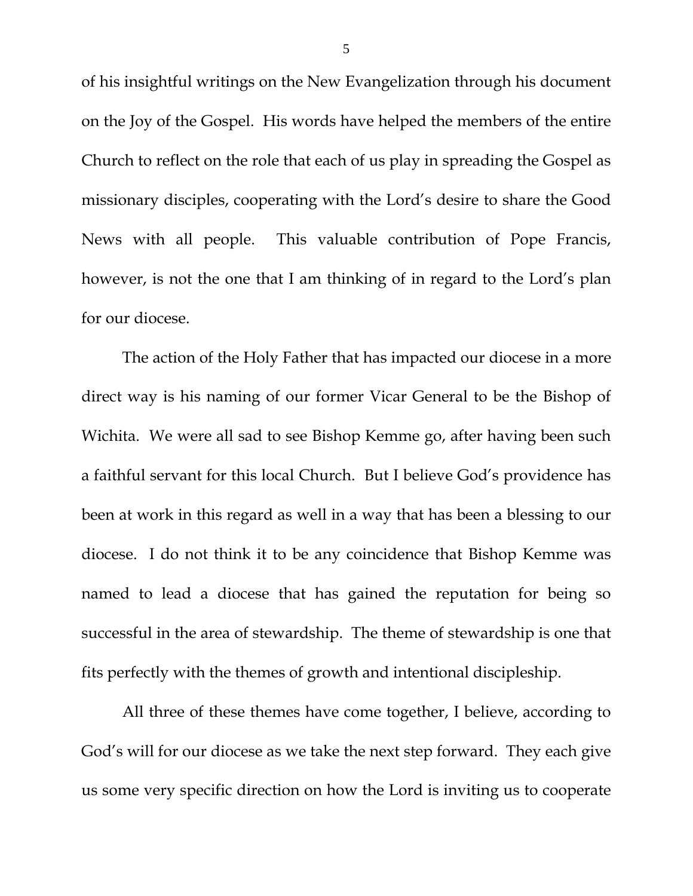of his insightful writings on the New Evangelization through his document on the Joy of the Gospel. His words have helped the members of the entire Church to reflect on the role that each of us play in spreading the Gospel as missionary disciples, cooperating with the Lord's desire to share the Good News with all people. This valuable contribution of Pope Francis, however, is not the one that I am thinking of in regard to the Lord's plan for our diocese.

The action of the Holy Father that has impacted our diocese in a more direct way is his naming of our former Vicar General to be the Bishop of Wichita. We were all sad to see Bishop Kemme go, after having been such a faithful servant for this local Church. But I believe God's providence has been at work in this regard as well in a way that has been a blessing to our diocese. I do not think it to be any coincidence that Bishop Kemme was named to lead a diocese that has gained the reputation for being so successful in the area of stewardship. The theme of stewardship is one that fits perfectly with the themes of growth and intentional discipleship.

All three of these themes have come together, I believe, according to God's will for our diocese as we take the next step forward. They each give us some very specific direction on how the Lord is inviting us to cooperate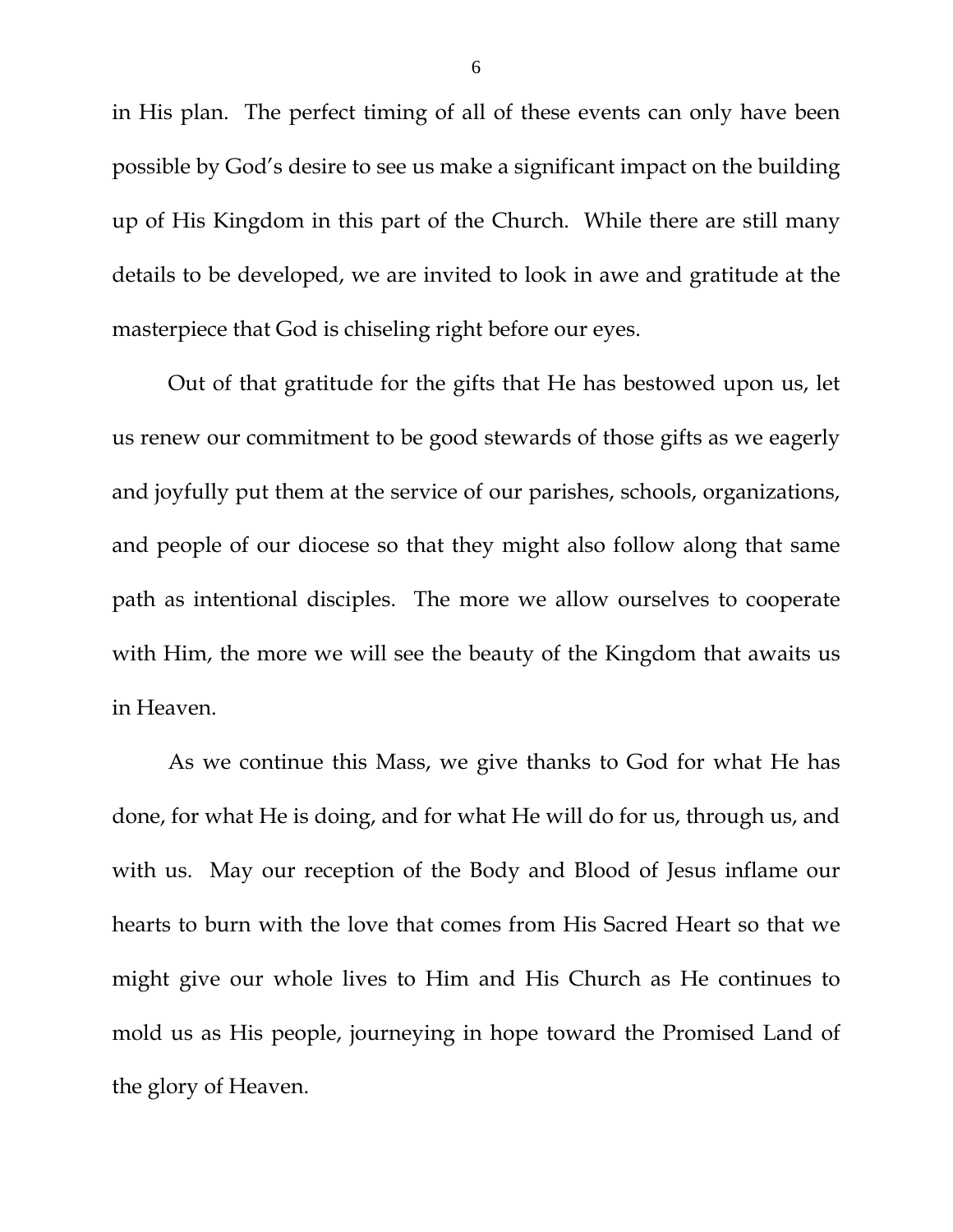in His plan. The perfect timing of all of these events can only have been possible by God's desire to see us make a significant impact on the building up of His Kingdom in this part of the Church. While there are still many details to be developed, we are invited to look in awe and gratitude at the masterpiece that God is chiseling right before our eyes.

Out of that gratitude for the gifts that He has bestowed upon us, let us renew our commitment to be good stewards of those gifts as we eagerly and joyfully put them at the service of our parishes, schools, organizations, and people of our diocese so that they might also follow along that same path as intentional disciples. The more we allow ourselves to cooperate with Him, the more we will see the beauty of the Kingdom that awaits us in Heaven.

As we continue this Mass, we give thanks to God for what He has done, for what He is doing, and for what He will do for us, through us, and with us. May our reception of the Body and Blood of Jesus inflame our hearts to burn with the love that comes from His Sacred Heart so that we might give our whole lives to Him and His Church as He continues to mold us as His people, journeying in hope toward the Promised Land of the glory of Heaven.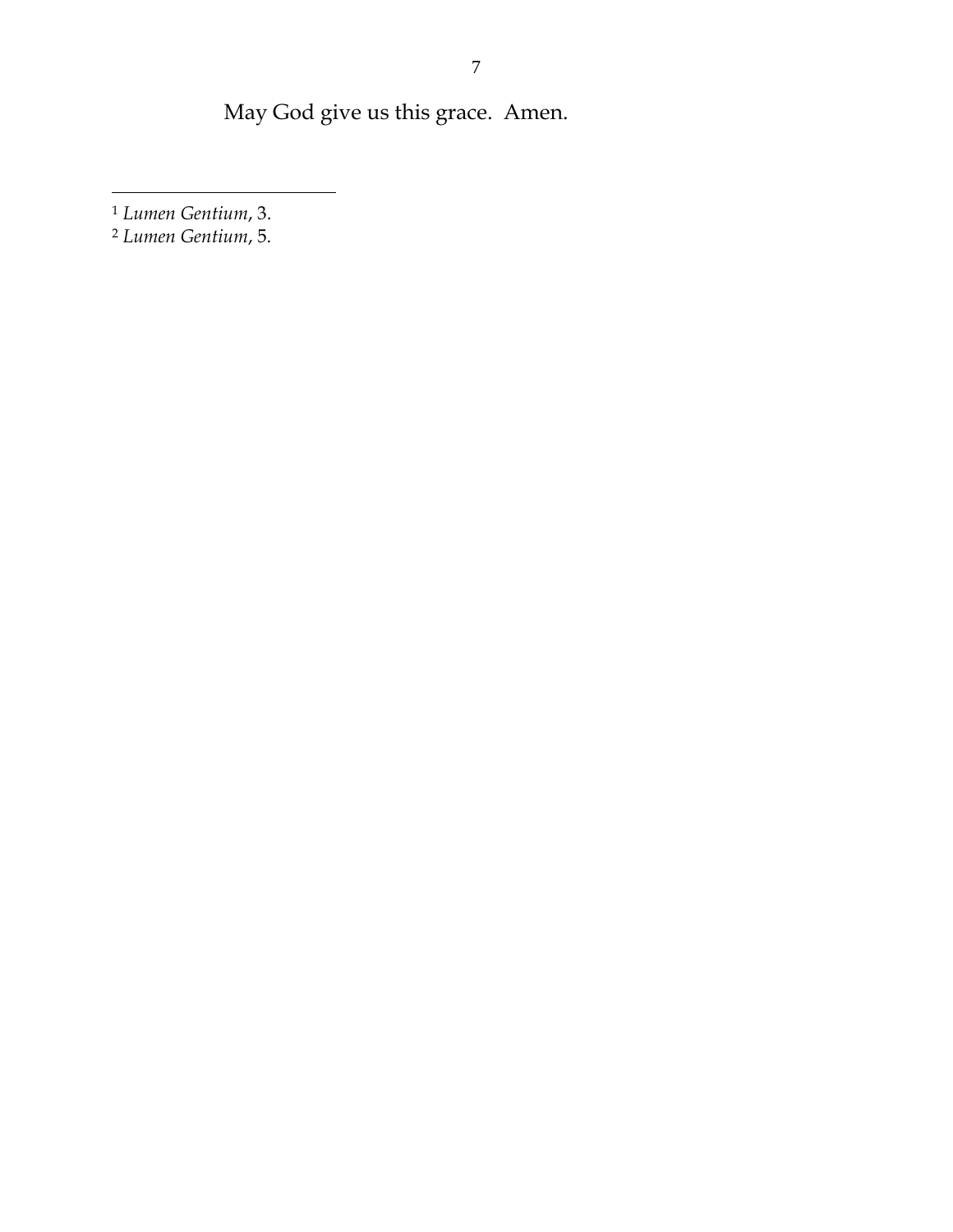May God give us this grace. Amen.

---

[1] *Lumen Gentium*, 3.

[2] *Lumen Gentium*, 5.